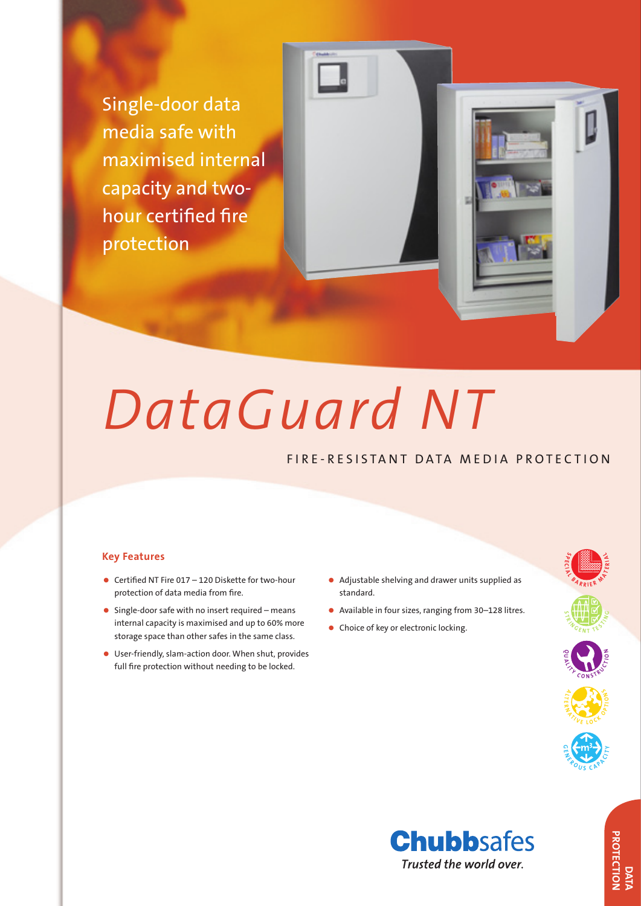Single-door data media safe with maximised internal capacity and two-hour certified fire protection

# DataGuard NT

## FIRE-RESISTANT DATA MEDIA PROTECTION

### Key Features

- Certified NT Fire 017 – 120 Diskette for two-hour protection of data media from fire.
- Single-door safe with no insert required – means internal capacity is maximised and up to 60% more storage space than other safes in the same class.
- User-friendly, slam-action door. When shut, provides full fire protection without needing to be locked.
- Adjustable shelving and drawer units supplied as standard.
- Available in four sizes, ranging from 30–128 litres.
- Choice of key or electronic locking.

SPECIAL BARRIER MATERIAL

STRINGENT TESTING

QUALITY CONSTRUCTION

ALTERNATIVE LOCK OPTIONS

GENEROUS CAPACITY

**Chubb**safes

*Trusted the world over.*

DATA PROTECTION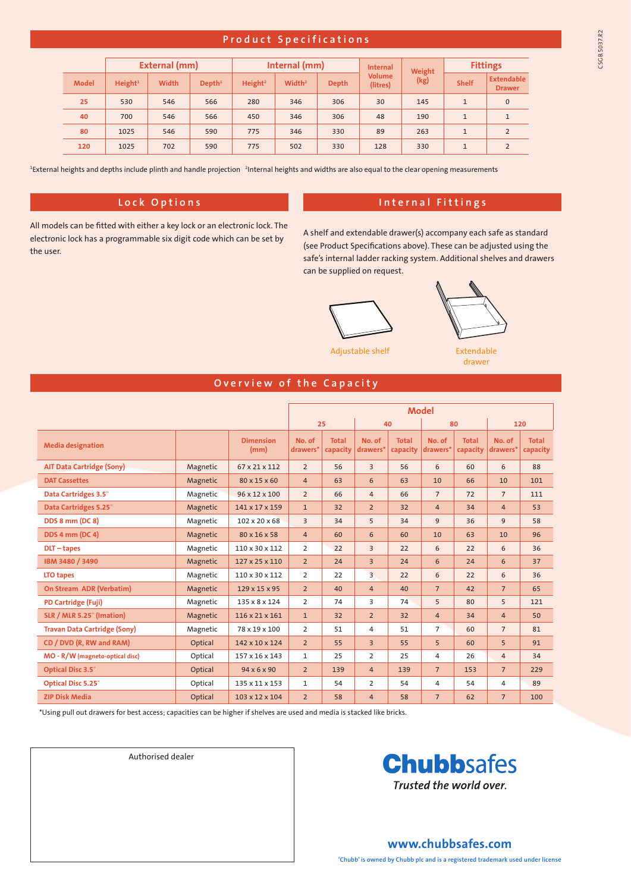## Product Specifications

| | External (mm) | | | Internal (mm) | | | Internal Volume (litres) | Weight (kg) | Fittings | |
|---|---|---|---|---|---|---|---|---|---|---|
| Model | Height[1] | Width | Depth[1] | Height[2] | Width[2] | Depth | | | Shelf | Extendable Drawer |
| 25 | 530 | 546 | 566 | 280 | 346 | 306 | 30 | 145 | 1 | 0 |
| 40 | 700 | 546 | 566 | 450 | 346 | 306 | 48 | 190 | 1 | 1 |
| 80 | 1025 | 546 | 590 | 775 | 346 | 330 | 89 | 263 | 1 | 2 |
| 120 | 1025 | 702 | 590 | 775 | 502 | 330 | 128 | 330 | 1 | 2 |

[1]External heights and depths include plinth and handle projection [2]Internal heights and widths are also equal to the clear opening measurements

## Lock Options

All models can be fitted with either a key lock or an electronic lock. The electronic lock has a programmable six digit code which can be set by the user.

## Internal Fittings

A shelf and extendable drawer(s) accompany each safe as standard (see Product Specifications above). These can be adjusted using the safe's internal ladder racking system. Additional shelves and drawers can be supplied on request.

Adjustable shelf

Extendable drawer

## Overview of the Capacity

| | | | Model | | | | | | | |
|---|---|---|---|---|---|---|---|---|---|---|
| | | | 25 | | 40 | | 80 | | 120 | |
| Media designation | | Dimension (mm) | No. of drawers* | Total capacity | No. of drawers* | Total capacity | No. of drawers* | Total capacity | No. of drawers* | Total capacity |
| AIT Data Cartridge (Sony) | Magnetic | 67 x 21 x 112 | 2 | 56 | 3 | 56 | 6 | 60 | 6 | 88 |
| DAT Cassettes | Magnetic | 80 x 15 x 60 | 4 | 63 | 6 | 63 | 10 | 66 | 10 | 101 |
| Data Cartridges 3.5" | Magnetic | 96 x 12 x 100 | 2 | 66 | 4 | 66 | 7 | 72 | 7 | 111 |
| Data Cartridges 5.25" | Magnetic | 141 x 17 x 159 | 1 | 32 | 2 | 32 | 4 | 34 | 4 | 53 |
| DDS 8 mm (DC 8) | Magnetic | 102 x 20 x 68 | 3 | 34 | 5 | 34 | 9 | 36 | 9 | 58 |
| DDS 4 mm (DC 4) | Magnetic | 80 x 16 x 58 | 4 | 60 | 6 | 60 | 10 | 63 | 10 | 96 |
| DLT – tapes | Magnetic | 110 x 30 x 112 | 2 | 22 | 3 | 22 | 6 | 22 | 6 | 36 |
| IBM 3480 / 3490 | Magnetic | 127 x 25 x 110 | 2 | 24 | 3 | 24 | 6 | 24 | 6 | 37 |
| LTO tapes | Magnetic | 110 x 30 x 112 | 2 | 22 | 3 | 22 | 6 | 22 | 6 | 36 |
| On Stream ADR (Verbatim) | Magnetic | 129 x 15 x 95 | 2 | 40 | 4 | 40 | 7 | 42 | 7 | 65 |
| PD Cartridge (Fuji) | Magnetic | 135 x 8 x 124 | 2 | 74 | 3 | 74 | 5 | 80 | 5 | 121 |
| SLR / MLR 5.25" (Imation) | Magnetic | 116 x 21 x 161 | 1 | 32 | 2 | 32 | 4 | 34 | 4 | 50 |
| Travan Data Cartridge (Sony) | Magnetic | 78 x 19 x 100 | 2 | 51 | 4 | 51 | 7 | 60 | 7 | 81 |
| CD / DVD (R, RW and RAM) | Optical | 142 x 10 x 124 | 2 | 55 | 3 | 55 | 5 | 60 | 5 | 91 |
| MO - R/W (magneto-optical disc) | Optical | 157 x 16 x 143 | 1 | 25 | 2 | 25 | 4 | 26 | 4 | 34 |
| Optical Disc 3.5" | Optical | 94 x 6 x 90 | 2 | 139 | 4 | 139 | 7 | 153 | 7 | 229 |
| Optical Disc 5.25" | Optical | 135 x 11 x 153 | 1 | 54 | 2 | 54 | 4 | 54 | 4 | 89 |
| ZIP Disk Media | Optical | 103 x 12 x 104 | 2 | 58 | 4 | 58 | 7 | 62 | 7 | 100 |

*Using pull out drawers for best access; capacities can be higher if shelves are used and media is stacked like bricks.

Authorised dealer

**Chubbsafes**

*Trusted the world over.*

www.chubbsafes.com

'Chubb' is owned by Chubb plc and is a registered trademark used under license

CSGB 5037 R2